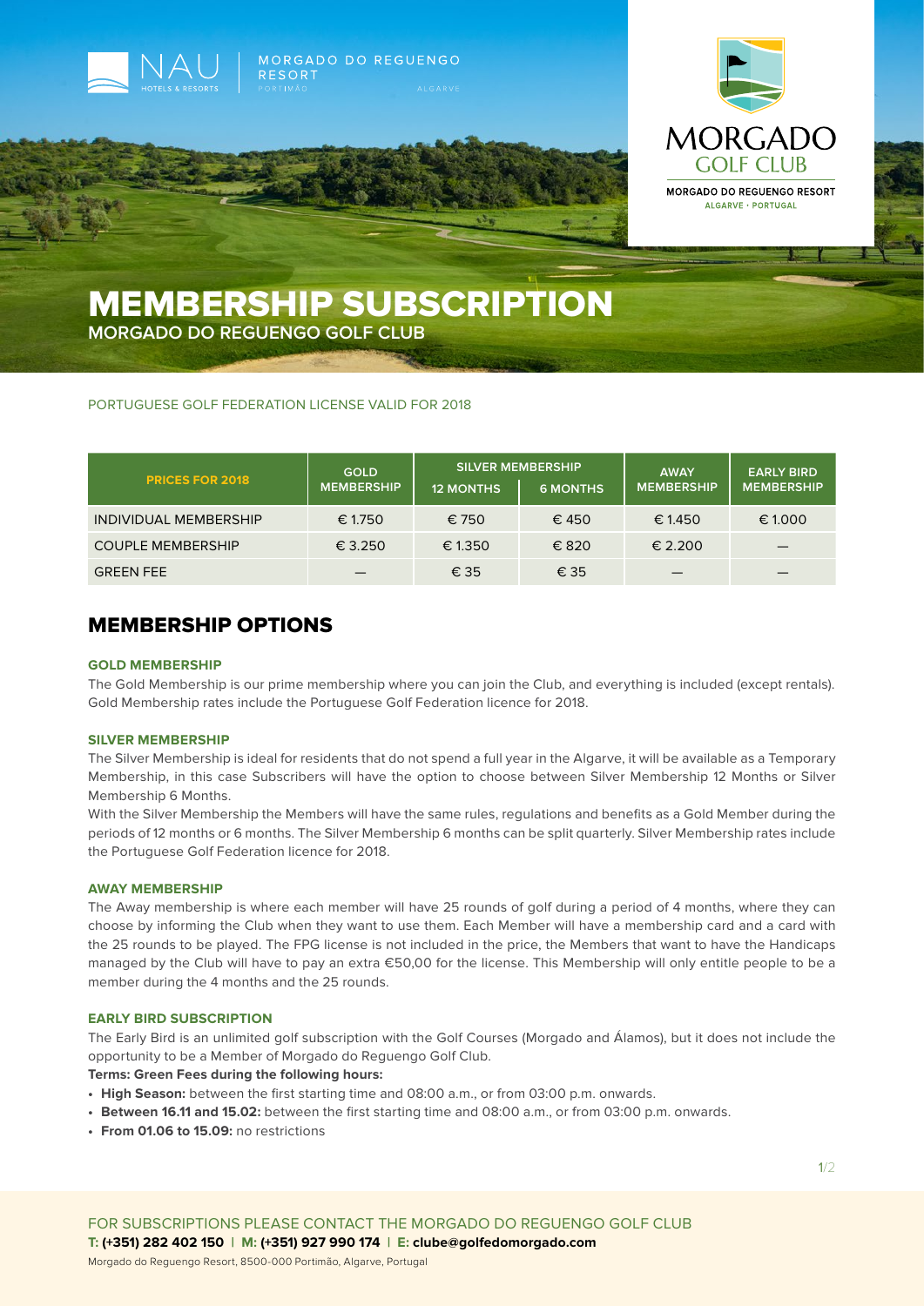MORGADO DO REGUENGO RESORT

MORGADO GOLF CLUB

MORGADO DO REGUENGO RESORT
ALGARVE • PORTUGAL

# MEMBERSHIP SUBSCRIPTION

## MORGADO DO REGUENGO GOLF CLUB

PORTUGUESE GOLF FEDERATION LICENSE VALID FOR 2018

| PRICES FOR 2018 | GOLD MEMBERSHIP | SILVER MEMBERSHIP | | AWAY MEMBERSHIP | EARLY BIRD MEMBERSHIP |
|---|---|---|---|---|---|
| | | 12 MONTHS | 6 MONTHS | | |
| INDIVIDUAL MEMBERSHIP | € 1.750 | € 750 | € 450 | € 1.450 | € 1.000 |
| COUPLE MEMBERSHIP | € 3.250 | € 1.350 | € 820 | € 2.200 | — |
| GREEN FEE | — | € 35 | € 35 | — | — |

## MEMBERSHIP OPTIONS

### GOLD MEMBERSHIP

The Gold Membership is our prime membership where you can join the Club, and everything is included (except rentals). Gold Membership rates include the Portuguese Golf Federation licence for 2018.

### SILVER MEMBERSHIP

The Silver Membership is ideal for residents that do not spend a full year in the Algarve, it will be available as a Temporary Membership, in this case Subscribers will have the option to choose between Silver Membership 12 Months or Silver Membership 6 Months.

With the Silver Membership the Members will have the same rules, regulations and benefits as a Gold Member during the periods of 12 months or 6 months. The Silver Membership 6 months can be split quarterly. Silver Membership rates include the Portuguese Golf Federation licence for 2018.

### AWAY MEMBERSHIP

The Away membership is where each member will have 25 rounds of golf during a period of 4 months, where they can choose by informing the Club when they want to use them. Each Member will have a membership card and a card with the 25 rounds to be played. The FPG license is not included in the price, the Members that want to have the Handicaps managed by the Club will have to pay an extra €50,00 for the license. This Membership will only entitle people to be a member during the 4 months and the 25 rounds.

### EARLY BIRD SUBSCRIPTION

The Early Bird is an unlimited golf subscription with the Golf Courses (Morgado and Álamos), but it does not include the opportunity to be a Member of Morgado do Reguengo Golf Club.

**Terms: Green Fees during the following hours:**

- **High Season:** between the first starting time and 08:00 a.m., or from 03:00 p.m. onwards.
- **Between 16.11 and 15.02:** between the first starting time and 08:00 a.m., or from 03:00 p.m. onwards.
- **From 01.06 to 15.09:** no restrictions

FOR SUBSCRIPTIONS PLEASE CONTACT THE MORGADO DO REGUENGO GOLF CLUB

**T: (+351) 282 402 150 | M: (+351) 927 990 174 | E: clube@golfedomorgado.com**

Morgado do Reguengo Resort, 8500-000 Portimão, Algarve, Portugal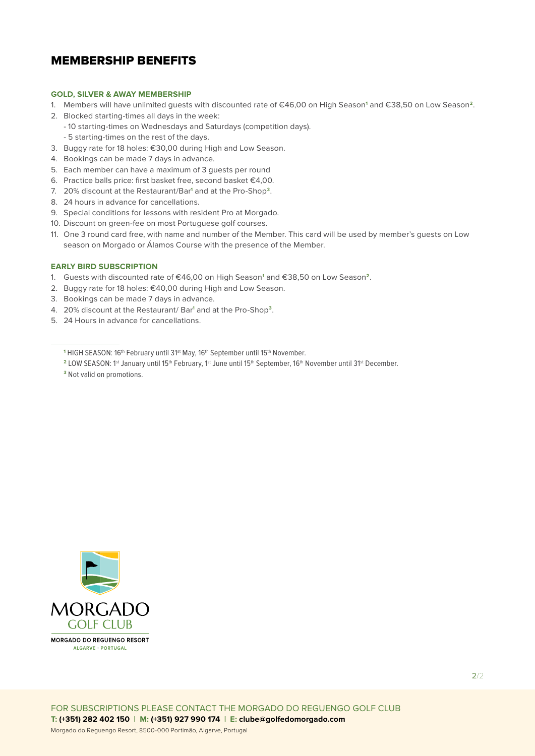# MEMBERSHIP BENEFITS

### GOLD, SILVER & AWAY MEMBERSHIP

1. Members will have unlimited guests with discounted rate of €46,00 on High Season[1] and €38,50 on Low Season[2].
2. Blocked starting-times all days in the week:
   - 10 starting-times on Wednesdays and Saturdays (competition days).
   - 5 starting-times on the rest of the days.
3. Buggy rate for 18 holes: €30,00 during High and Low Season.
4. Bookings can be made 7 days in advance.
5. Each member can have a maximum of 3 guests per round
6. Practice balls price: first basket free, second basket €4,00.
7. 20% discount at the Restaurant/Bar[1] and at the Pro-Shop[3].
8. 24 hours in advance for cancellations.
9. Special conditions for lessons with resident Pro at Morgado.
10. Discount on green-fee on most Portuguese golf courses.
11. One 3 round card free, with name and number of the Member. This card will be used by member's guests on Low season on Morgado or Álamos Course with the presence of the Member.

### EARLY BIRD SUBSCRIPTION

1. Guests with discounted rate of €46,00 on High Season[1] and €38,50 on Low Season[2].
2. Buggy rate for 18 holes: €40,00 during High and Low Season.
3. Bookings can be made 7 days in advance.
4. 20% discount at the Restaurant/ Bar[1] and at the Pro-Shop[3].
5. 24 Hours in advance for cancellations.

---

[1] HIGH SEASON: 16th February until 31st May, 16th September until 15th November.

[2] LOW SEASON: 1st January until 15th February, 1st June until 15th September, 16th November until 31st December.

[3] Not valid on promotions.

MORGADO GOLF CLUB
MORGADO DO REGUENGO RESORT
ALGARVE • PORTUGAL

FOR SUBSCRIPTIONS PLEASE CONTACT THE MORGADO DO REGUENGO GOLF CLUB

**T: (+351) 282 402 150 | M: (+351) 927 990 174 | E: clube@golfedomorgado.com**

Morgado do Reguengo Resort, 8500-000 Portimão, Algarve, Portugal